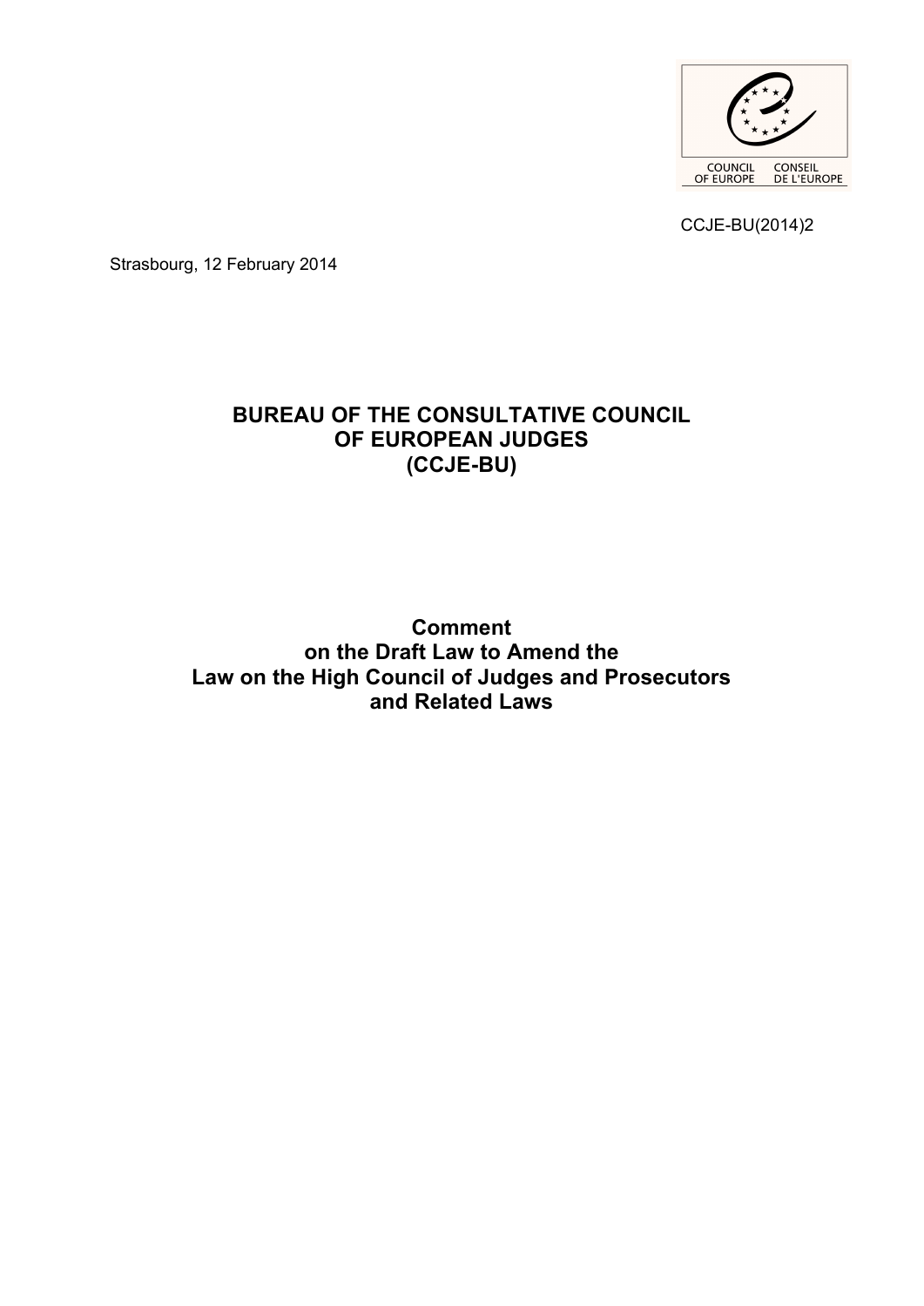CCJE-BU(2014)2

Strasbourg, 12 February 2014

# BUREAU OF THE CONSULTATIVE COUNCIL OF EUROPEAN JUDGES (CCJE-BU)

## Comment on the Draft Law to Amend the Law on the High Council of Judges and Prosecutors and Related Laws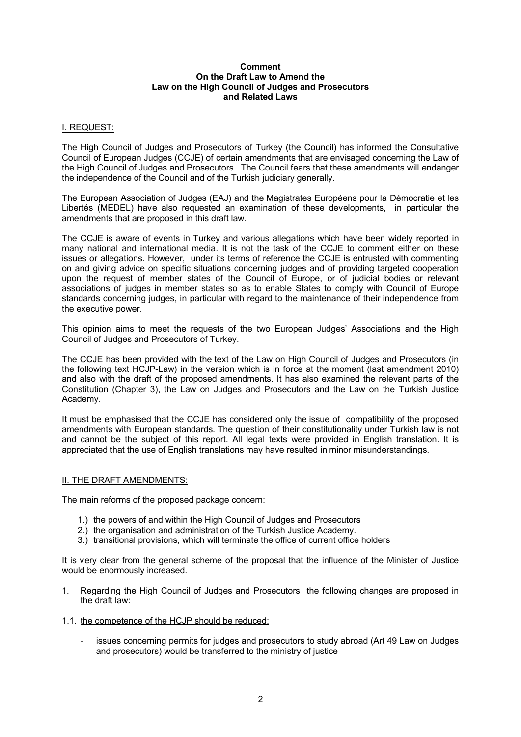**Comment**
**On the Draft Law to Amend the**
**Law on the High Council of Judges and Prosecutors**
**and Related Laws**

## I. REQUEST:

The High Council of Judges and Prosecutors of Turkey (the Council) has informed the Consultative Council of European Judges (CCJE) of certain amendments that are envisaged concerning the Law of the High Council of Judges and Prosecutors. The Council fears that these amendments will endanger the independence of the Council and of the Turkish judiciary generally.

The European Association of Judges (EAJ) and the Magistrates Européens pour la Démocratie et les Libertés (MEDEL) have also requested an examination of these developments, in particular the amendments that are proposed in this draft law.

The CCJE is aware of events in Turkey and various allegations which have been widely reported in many national and international media. It is not the task of the CCJE to comment either on these issues or allegations. However, under its terms of reference the CCJE is entrusted with commenting on and giving advice on specific situations concerning judges and of providing targeted cooperation upon the request of member states of the Council of Europe, or of judicial bodies or relevant associations of judges in member states so as to enable States to comply with Council of Europe standards concerning judges, in particular with regard to the maintenance of their independence from the executive power.

This opinion aims to meet the requests of the two European Judges' Associations and the High Council of Judges and Prosecutors of Turkey.

The CCJE has been provided with the text of the Law on High Council of Judges and Prosecutors (in the following text HCJP-Law) in the version which is in force at the moment (last amendment 2010) and also with the draft of the proposed amendments. It has also examined the relevant parts of the Constitution (Chapter 3), the Law on Judges and Prosecutors and the Law on the Turkish Justice Academy.

It must be emphasised that the CCJE has considered only the issue of compatibility of the proposed amendments with European standards. The question of their constitutionality under Turkish law is not and cannot be the subject of this report. All legal texts were provided in English translation. It is appreciated that the use of English translations may have resulted in minor misunderstandings.

## II. THE DRAFT AMENDMENTS:

The main reforms of the proposed package concern:

1.) the powers of and within the High Council of Judges and Prosecutors
2.) the organisation and administration of the Turkish Justice Academy.
3.) transitional provisions, which will terminate the office of current office holders

It is very clear from the general scheme of the proposal that the influence of the Minister of Justice would be enormously increased.

1. Regarding the High Council of Judges and Prosecutors the following changes are proposed in the draft law:

1.1. the competence of the HCJP should be reduced:

- issues concerning permits for judges and prosecutors to study abroad (Art 49 Law on Judges and prosecutors) would be transferred to the ministry of justice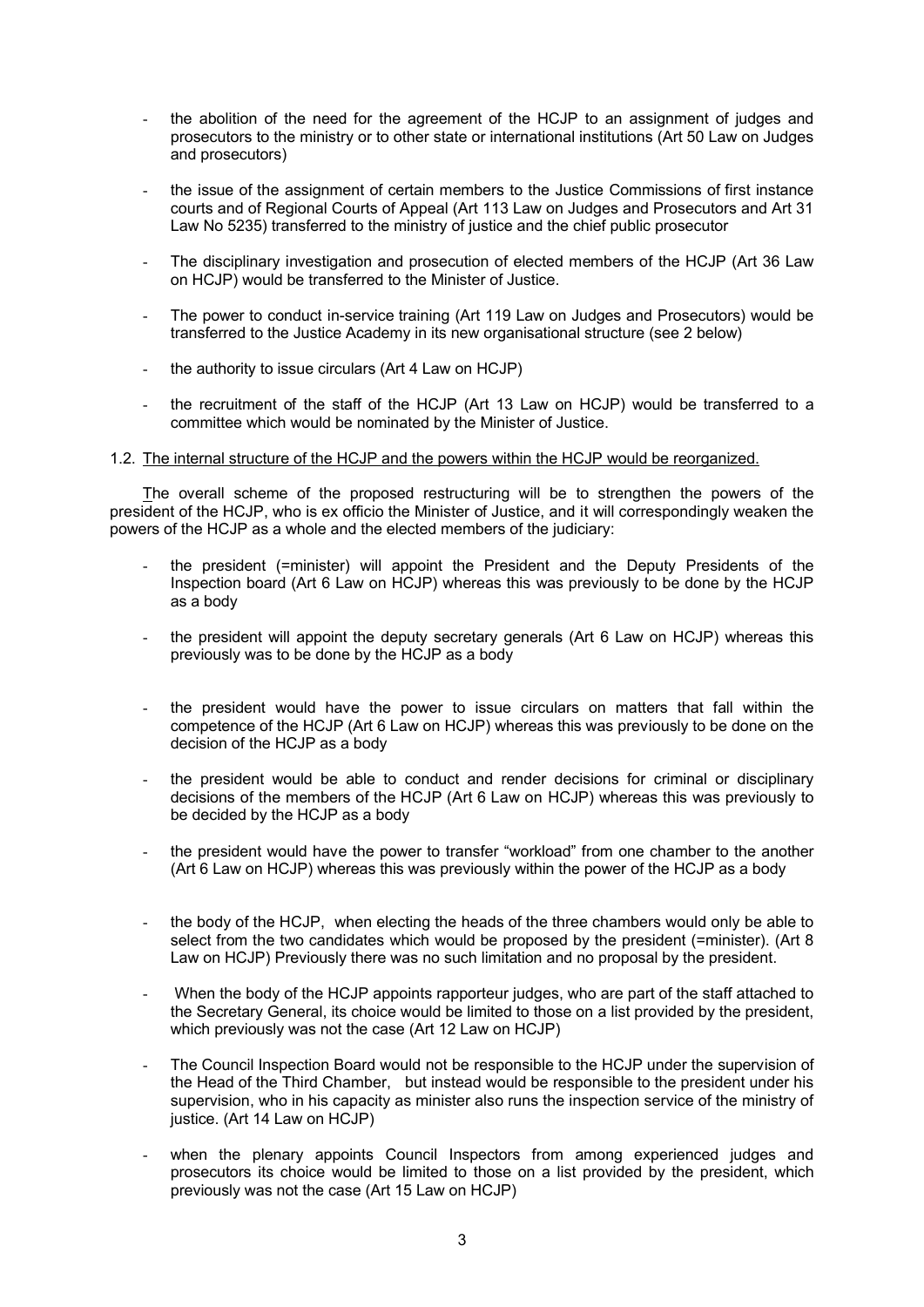- the abolition of the need for the agreement of the HCJP to an assignment of judges and prosecutors to the ministry or to other state or international institutions (Art 50 Law on Judges and prosecutors)

- the issue of the assignment of certain members to the Justice Commissions of first instance courts and of Regional Courts of Appeal (Art 113 Law on Judges and Prosecutors and Art 31 Law No 5235) transferred to the ministry of justice and the chief public prosecutor

- The disciplinary investigation and prosecution of elected members of the HCJP (Art 36 Law on HCJP) would be transferred to the Minister of Justice.

- The power to conduct in-service training (Art 119 Law on Judges and Prosecutors) would be transferred to the Justice Academy in its new organisational structure (see 2 below)

- the authority to issue circulars (Art 4 Law on HCJP)

- the recruitment of the staff of the HCJP (Art 13 Law on HCJP) would be transferred to a committee which would be nominated by the Minister of Justice.

1.2. <u>The internal structure of the HCJP and the powers within the HCJP would be reorganized.</u>

The overall scheme of the proposed restructuring will be to strengthen the powers of the president of the HCJP, who is ex officio the Minister of Justice, and it will correspondingly weaken the powers of the HCJP as a whole and the elected members of the judiciary:

- the president (=minister) will appoint the President and the Deputy Presidents of the Inspection board (Art 6 Law on HCJP) whereas this was previously to be done by the HCJP as a body

- the president will appoint the deputy secretary generals (Art 6 Law on HCJP) whereas this previously was to be done by the HCJP as a body

- the president would have the power to issue circulars on matters that fall within the competence of the HCJP (Art 6 Law on HCJP) whereas this was previously to be done on the decision of the HCJP as a body

- the president would be able to conduct and render decisions for criminal or disciplinary decisions of the members of the HCJP (Art 6 Law on HCJP) whereas this was previously to be decided by the HCJP as a body

- the president would have the power to transfer "workload" from one chamber to the another (Art 6 Law on HCJP) whereas this was previously within the power of the HCJP as a body

- the body of the HCJP, when electing the heads of the three chambers would only be able to select from the two candidates which would be proposed by the president (=minister). (Art 8 Law on HCJP) Previously there was no such limitation and no proposal by the president.

- When the body of the HCJP appoints rapporteur judges, who are part of the staff attached to the Secretary General, its choice would be limited to those on a list provided by the president, which previously was not the case (Art 12 Law on HCJP)

- The Council Inspection Board would not be responsible to the HCJP under the supervision of the Head of the Third Chamber, but instead would be responsible to the president under his supervision, who in his capacity as minister also runs the inspection service of the ministry of justice. (Art 14 Law on HCJP)

- when the plenary appoints Council Inspectors from among experienced judges and prosecutors its choice would be limited to those on a list provided by the president, which previously was not the case (Art 15 Law on HCJP)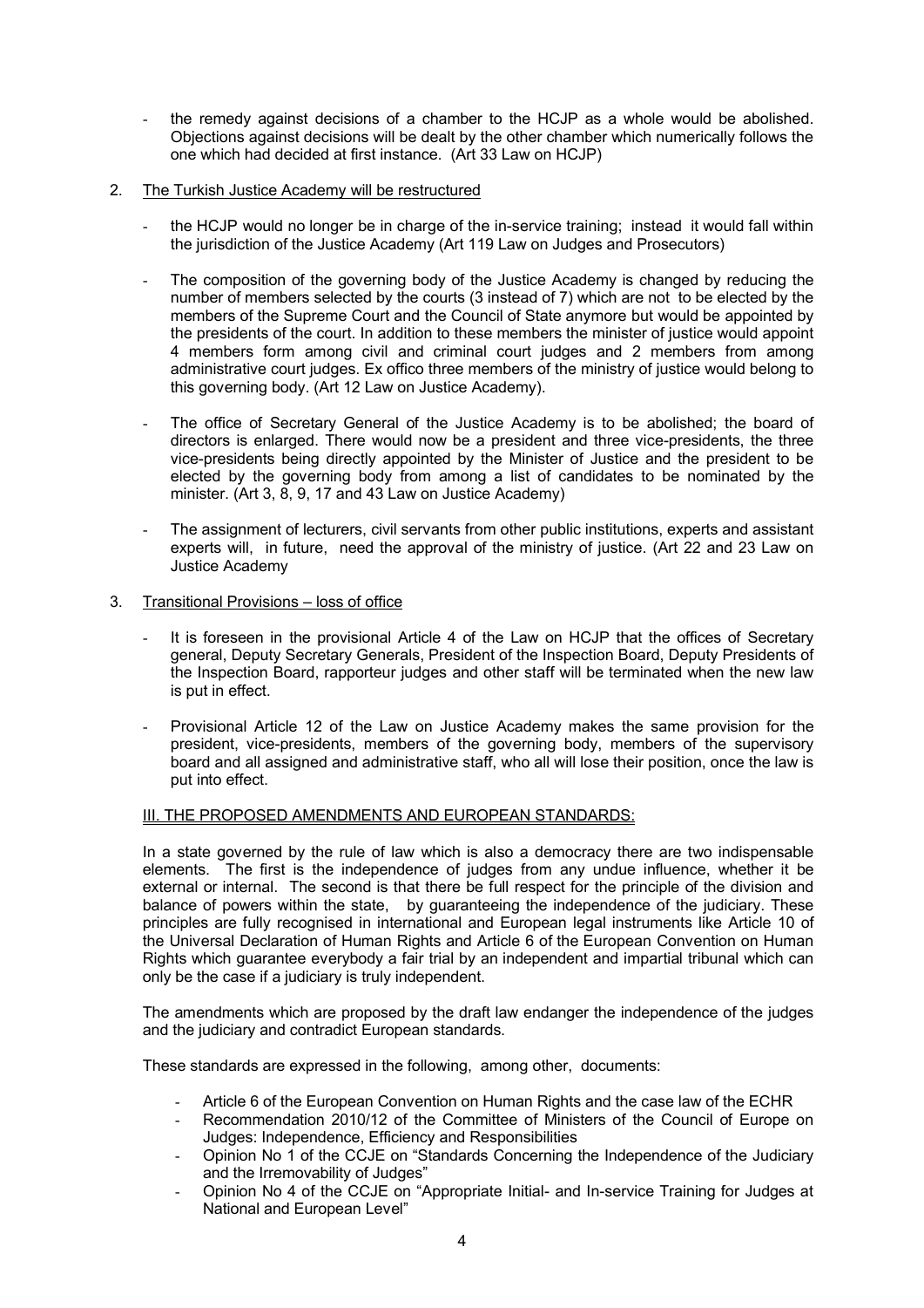- the remedy against decisions of a chamber to the HCJP as a whole would be abolished. Objections against decisions will be dealt by the other chamber which numerically follows the one which had decided at first instance. (Art 33 Law on HCJP)

2. The Turkish Justice Academy will be restructured

   - the HCJP would no longer be in charge of the in-service training; instead it would fall within the jurisdiction of the Justice Academy (Art 119 Law on Judges and Prosecutors)

   - The composition of the governing body of the Justice Academy is changed by reducing the number of members selected by the courts (3 instead of 7) which are not to be elected by the members of the Supreme Court and the Council of State anymore but would be appointed by the presidents of the court. In addition to these members the minister of justice would appoint 4 members form among civil and criminal court judges and 2 members from among administrative court judges. Ex offico three members of the ministry of justice would belong to this governing body. (Art 12 Law on Justice Academy).

   - The office of Secretary General of the Justice Academy is to be abolished; the board of directors is enlarged. There would now be a president and three vice-presidents, the three vice-presidents being directly appointed by the Minister of Justice and the president to be elected by the governing body from among a list of candidates to be nominated by the minister. (Art 3, 8, 9, 17 and 43 Law on Justice Academy)

   - The assignment of lecturers, civil servants from other public institutions, experts and assistant experts will, in future, need the approval of the ministry of justice. (Art 22 and 23 Law on Justice Academy

3. Transitional Provisions – loss of office

   - It is foreseen in the provisional Article 4 of the Law on HCJP that the offices of Secretary general, Deputy Secretary Generals, President of the Inspection Board, Deputy Presidents of the Inspection Board, rapporteur judges and other staff will be terminated when the new law is put in effect.

   - Provisional Article 12 of the Law on Justice Academy makes the same provision for the president, vice-presidents, members of the governing body, members of the supervisory board and all assigned and administrative staff, who all will lose their position, once the law is put into effect.

## III. THE PROPOSED AMENDMENTS AND EUROPEAN STANDARDS:

In a state governed by the rule of law which is also a democracy there are two indispensable elements. The first is the independence of judges from any undue influence, whether it be external or internal. The second is that there be full respect for the principle of the division and balance of powers within the state, by guaranteeing the independence of the judiciary. These principles are fully recognised in international and European legal instruments like Article 10 of the Universal Declaration of Human Rights and Article 6 of the European Convention on Human Rights which guarantee everybody a fair trial by an independent and impartial tribunal which can only be the case if a judiciary is truly independent.

The amendments which are proposed by the draft law endanger the independence of the judges and the judiciary and contradict European standards.

These standards are expressed in the following, among other, documents:

- Article 6 of the European Convention on Human Rights and the case law of the ECHR
- Recommendation 2010/12 of the Committee of Ministers of the Council of Europe on Judges: Independence, Efficiency and Responsibilities
- Opinion No 1 of the CCJE on "Standards Concerning the Independence of the Judiciary and the Irremovability of Judges"
- Opinion No 4 of the CCJE on "Appropriate Initial- and In-service Training for Judges at National and European Level"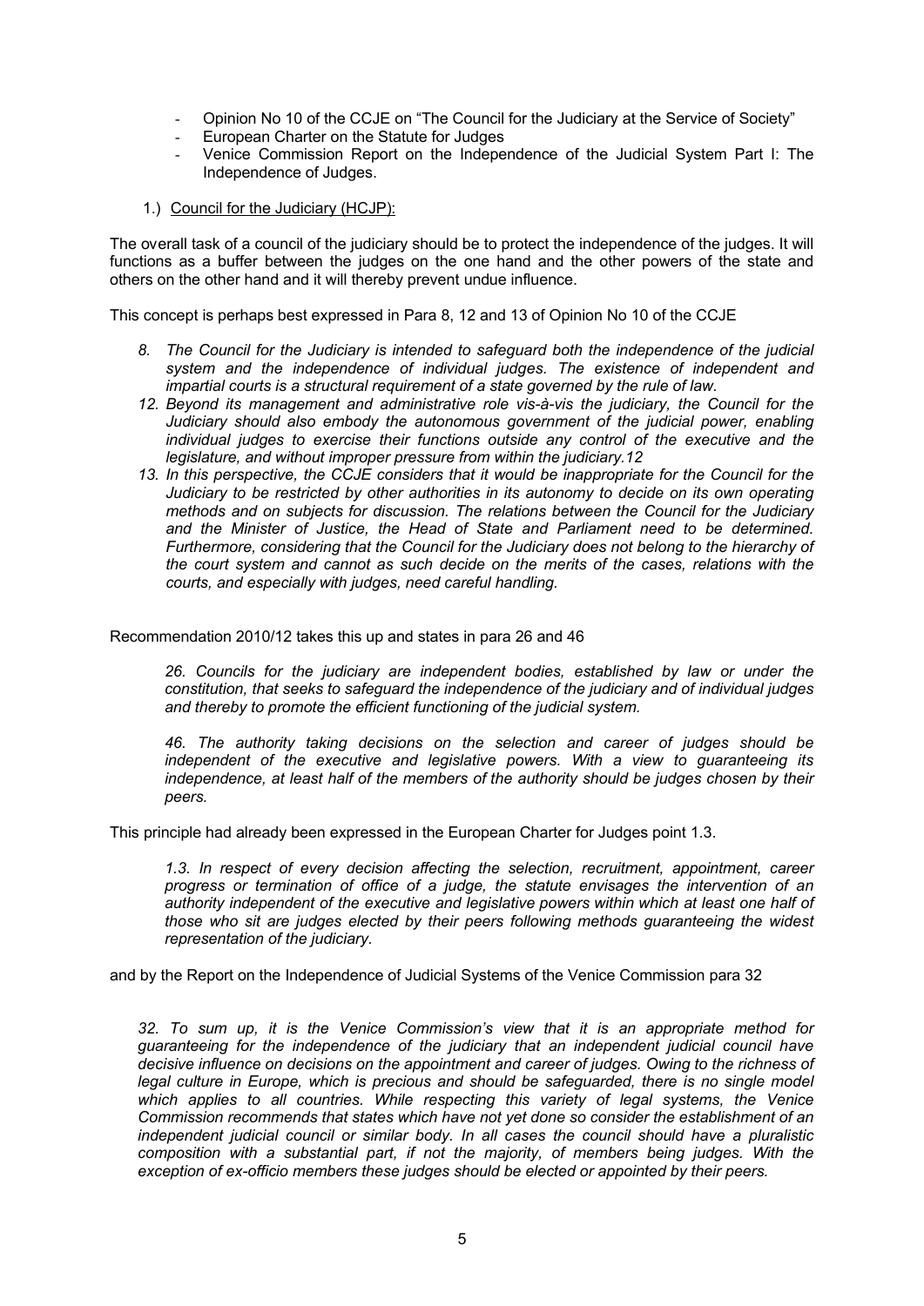- Opinion No 10 of the CCJE on "The Council for the Judiciary at the Service of Society"
- European Charter on the Statute for Judges
- Venice Commission Report on the Independence of the Judicial System Part I: The Independence of Judges.

1.) Council for the Judiciary (HCJP):

The overall task of a council of the judiciary should be to protect the independence of the judges. It will functions as a buffer between the judges on the one hand and the other powers of the state and others on the other hand and it will thereby prevent undue influence.

This concept is perhaps best expressed in Para 8, 12 and 13 of Opinion No 10 of the CCJE

> *8. The Council for the Judiciary is intended to safeguard both the independence of the judicial system and the independence of individual judges. The existence of independent and impartial courts is a structural requirement of a state governed by the rule of law.*
>
> *12. Beyond its management and administrative role vis-à-vis the judiciary, the Council for the Judiciary should also embody the autonomous government of the judicial power, enabling individual judges to exercise their functions outside any control of the executive and the legislature, and without improper pressure from within the judiciary.12*
>
> *13. In this perspective, the CCJE considers that it would be inappropriate for the Council for the Judiciary to be restricted by other authorities in its autonomy to decide on its own operating methods and on subjects for discussion. The relations between the Council for the Judiciary and the Minister of Justice, the Head of State and Parliament need to be determined. Furthermore, considering that the Council for the Judiciary does not belong to the hierarchy of the court system and cannot as such decide on the merits of the cases, relations with the courts, and especially with judges, need careful handling.*

Recommendation 2010/12 takes this up and states in para 26 and 46

> *26. Councils for the judiciary are independent bodies, established by law or under the constitution, that seeks to safeguard the independence of the judiciary and of individual judges and thereby to promote the efficient functioning of the judicial system.*
>
> *46. The authority taking decisions on the selection and career of judges should be independent of the executive and legislative powers. With a view to guaranteeing its independence, at least half of the members of the authority should be judges chosen by their peers.*

This principle had already been expressed in the European Charter for Judges point 1.3.

> *1.3. In respect of every decision affecting the selection, recruitment, appointment, career progress or termination of office of a judge, the statute envisages the intervention of an authority independent of the executive and legislative powers within which at least one half of those who sit are judges elected by their peers following methods guaranteeing the widest representation of the judiciary.*

and by the Report on the Independence of Judicial Systems of the Venice Commission para 32

> *32. To sum up, it is the Venice Commission's view that it is an appropriate method for guaranteeing for the independence of the judiciary that an independent judicial council have decisive influence on decisions on the appointment and career of judges. Owing to the richness of legal culture in Europe, which is precious and should be safeguarded, there is no single model which applies to all countries. While respecting this variety of legal systems, the Venice Commission recommends that states which have not yet done so consider the establishment of an independent judicial council or similar body. In all cases the council should have a pluralistic composition with a substantial part, if not the majority, of members being judges. With the exception of ex-officio members these judges should be elected or appointed by their peers.*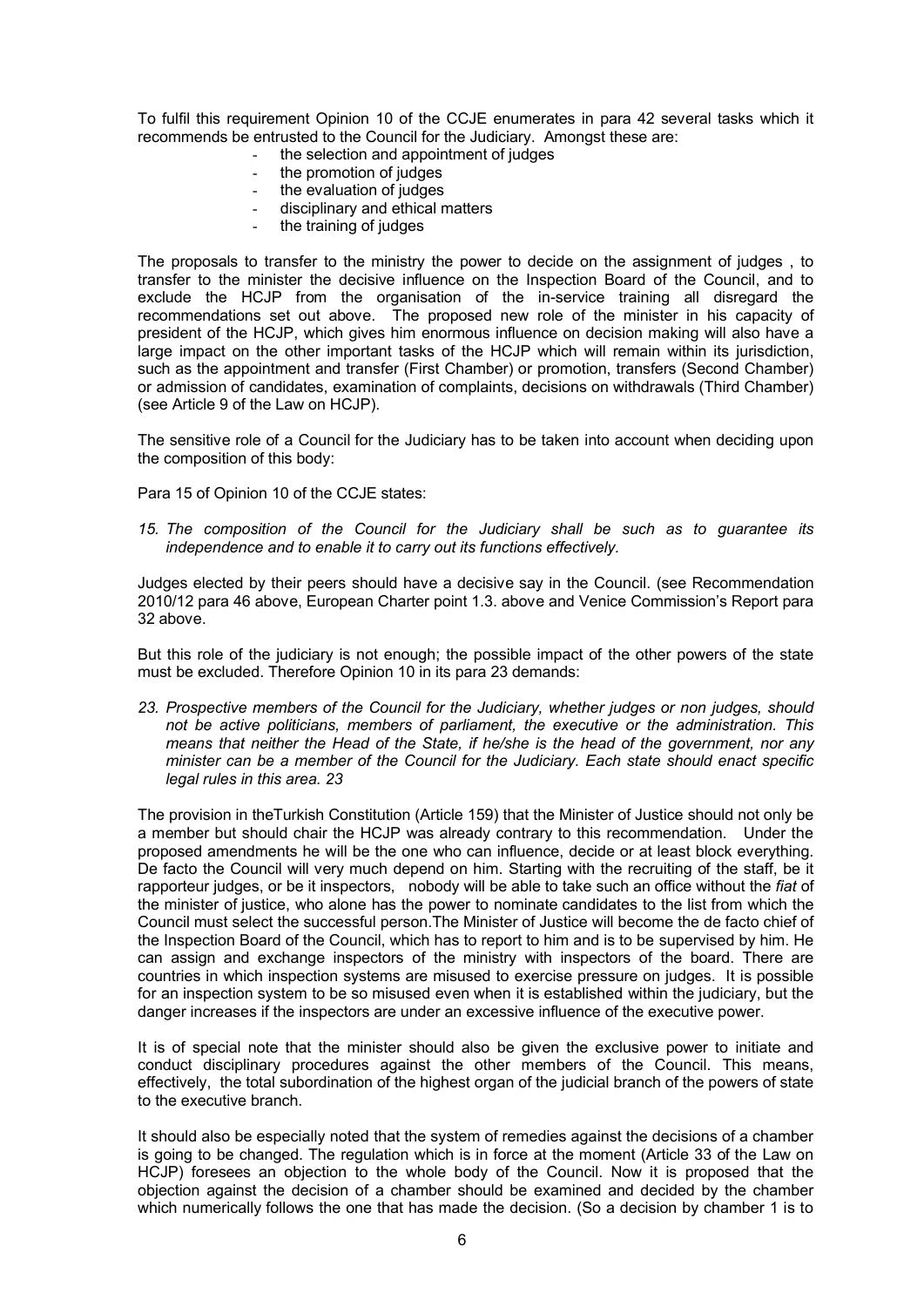To fulfil this requirement Opinion 10 of the CCJE enumerates in para 42 several tasks which it recommends be entrusted to the Council for the Judiciary. Amongst these are:

- the selection and appointment of judges
- the promotion of judges
- the evaluation of judges
- disciplinary and ethical matters
- the training of judges

The proposals to transfer to the ministry the power to decide on the assignment of judges , to transfer to the minister the decisive influence on the Inspection Board of the Council, and to exclude the HCJP from the organisation of the in-service training all disregard the recommendations set out above. The proposed new role of the minister in his capacity of president of the HCJP, which gives him enormous influence on decision making will also have a large impact on the other important tasks of the HCJP which will remain within its jurisdiction, such as the appointment and transfer (First Chamber) or promotion, transfers (Second Chamber) or admission of candidates, examination of complaints, decisions on withdrawals (Third Chamber) (see Article 9 of the Law on HCJP).

The sensitive role of a Council for the Judiciary has to be taken into account when deciding upon the composition of this body:

Para 15 of Opinion 10 of the CCJE states:

*15. The composition of the Council for the Judiciary shall be such as to guarantee its independence and to enable it to carry out its functions effectively.*

Judges elected by their peers should have a decisive say in the Council. (see Recommendation 2010/12 para 46 above, European Charter point 1.3. above and Venice Commission's Report para 32 above.

But this role of the judiciary is not enough; the possible impact of the other powers of the state must be excluded. Therefore Opinion 10 in its para 23 demands:

*23. Prospective members of the Council for the Judiciary, whether judges or non judges, should not be active politicians, members of parliament, the executive or the administration. This means that neither the Head of the State, if he/she is the head of the government, nor any minister can be a member of the Council for the Judiciary. Each state should enact specific legal rules in this area. 23*

The provision in theTurkish Constitution (Article 159) that the Minister of Justice should not only be a member but should chair the HCJP was already contrary to this recommendation. Under the proposed amendments he will be the one who can influence, decide or at least block everything. De facto the Council will very much depend on him. Starting with the recruiting of the staff, be it rapporteur judges, or be it inspectors, nobody will be able to take such an office without the *fiat* of the minister of justice, who alone has the power to nominate candidates to the list from which the Council must select the successful person.The Minister of Justice will become the de facto chief of the Inspection Board of the Council, which has to report to him and is to be supervised by him. He can assign and exchange inspectors of the ministry with inspectors of the board. There are countries in which inspection systems are misused to exercise pressure on judges. It is possible for an inspection system to be so misused even when it is established within the judiciary, but the danger increases if the inspectors are under an excessive influence of the executive power.

It is of special note that the minister should also be given the exclusive power to initiate and conduct disciplinary procedures against the other members of the Council. This means, effectively, the total subordination of the highest organ of the judicial branch of the powers of state to the executive branch.

It should also be especially noted that the system of remedies against the decisions of a chamber is going to be changed. The regulation which is in force at the moment (Article 33 of the Law on HCJP) foresees an objection to the whole body of the Council. Now it is proposed that the objection against the decision of a chamber should be examined and decided by the chamber which numerically follows the one that has made the decision. (So a decision by chamber 1 is to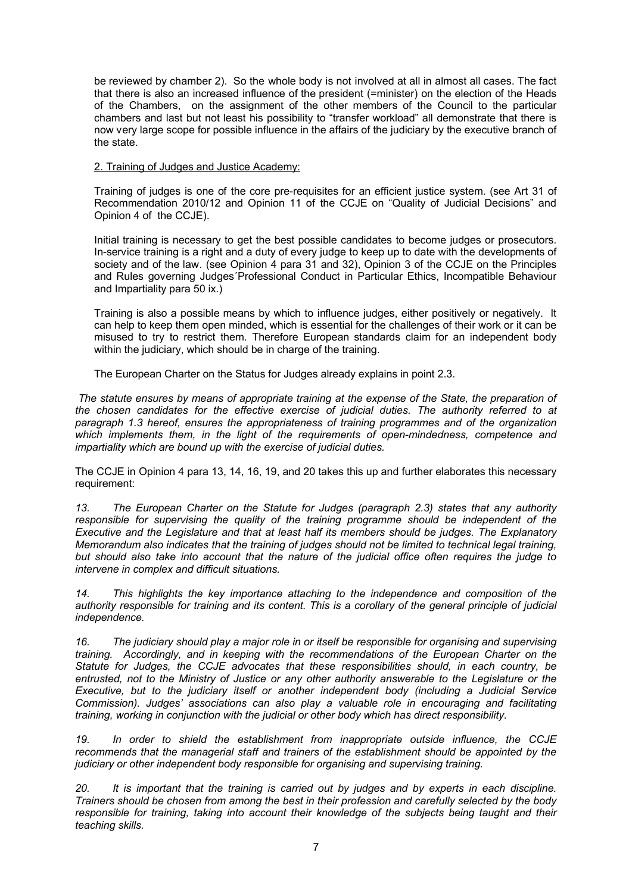be reviewed by chamber 2). So the whole body is not involved at all in almost all cases. The fact that there is also an increased influence of the president (=minister) on the election of the Heads of the Chambers, on the assignment of the other members of the Council to the particular chambers and last but not least his possibility to "transfer workload" all demonstrate that there is now very large scope for possible influence in the affairs of the judiciary by the executive branch of the state.

2. Training of Judges and Justice Academy:

Training of judges is one of the core pre-requisites for an efficient justice system. (see Art 31 of Recommendation 2010/12 and Opinion 11 of the CCJE on "Quality of Judicial Decisions" and Opinion 4 of the CCJE).

Initial training is necessary to get the best possible candidates to become judges or prosecutors. In-service training is a right and a duty of every judge to keep up to date with the developments of society and of the law. (see Opinion 4 para 31 and 32), Opinion 3 of the CCJE on the Principles and Rules governing Judges´Professional Conduct in Particular Ethics, Incompatible Behaviour and Impartiality para 50 ix.)

Training is also a possible means by which to influence judges, either positively or negatively. It can help to keep them open minded, which is essential for the challenges of their work or it can be misused to try to restrict them. Therefore European standards claim for an independent body within the judiciary, which should be in charge of the training.

The European Charter on the Status for Judges already explains in point 2.3.

*The statute ensures by means of appropriate training at the expense of the State, the preparation of the chosen candidates for the effective exercise of judicial duties. The authority referred to at paragraph 1.3 hereof, ensures the appropriateness of training programmes and of the organization which implements them, in the light of the requirements of open-mindedness, competence and impartiality which are bound up with the exercise of judicial duties.*

The CCJE in Opinion 4 para 13, 14, 16, 19, and 20 takes this up and further elaborates this necessary requirement:

*13. The European Charter on the Statute for Judges (paragraph 2.3) states that any authority responsible for supervising the quality of the training programme should be independent of the Executive and the Legislature and that at least half its members should be judges. The Explanatory Memorandum also indicates that the training of judges should not be limited to technical legal training, but should also take into account that the nature of the judicial office often requires the judge to intervene in complex and difficult situations.*

*14. This highlights the key importance attaching to the independence and composition of the authority responsible for training and its content. This is a corollary of the general principle of judicial independence.*

*16. The judiciary should play a major role in or itself be responsible for organising and supervising training. Accordingly, and in keeping with the recommendations of the European Charter on the Statute for Judges, the CCJE advocates that these responsibilities should, in each country, be entrusted, not to the Ministry of Justice or any other authority answerable to the Legislature or the Executive, but to the judiciary itself or another independent body (including a Judicial Service Commission). Judges' associations can also play a valuable role in encouraging and facilitating training, working in conjunction with the judicial or other body which has direct responsibility.*

*19. In order to shield the establishment from inappropriate outside influence, the CCJE recommends that the managerial staff and trainers of the establishment should be appointed by the judiciary or other independent body responsible for organising and supervising training.*

*20. It is important that the training is carried out by judges and by experts in each discipline. Trainers should be chosen from among the best in their profession and carefully selected by the body responsible for training, taking into account their knowledge of the subjects being taught and their teaching skills.*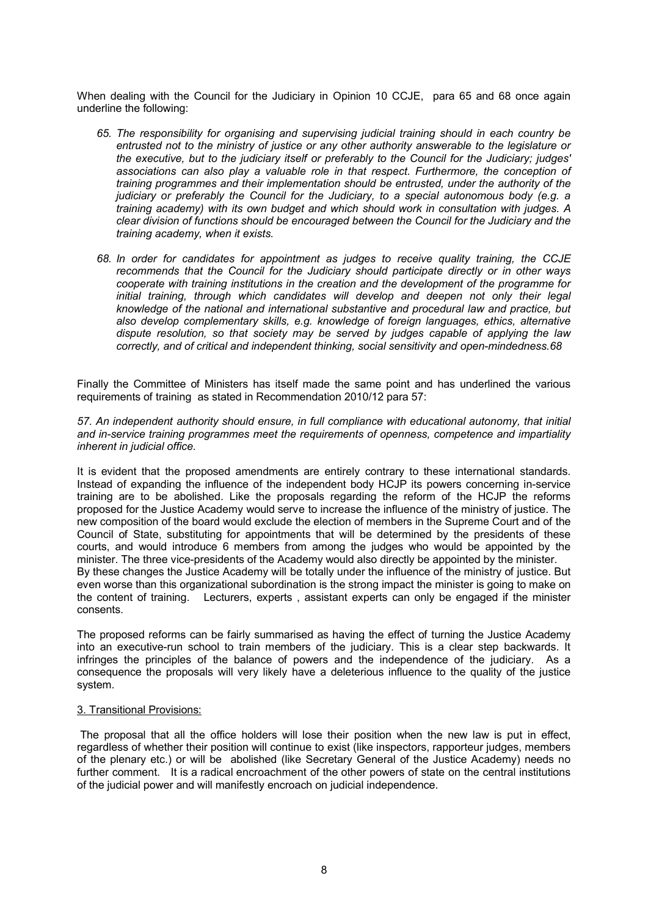When dealing with the Council for the Judiciary in Opinion 10 CCJE, para 65 and 68 once again underline the following:

*65. The responsibility for organising and supervising judicial training should in each country be entrusted not to the ministry of justice or any other authority answerable to the legislature or the executive, but to the judiciary itself or preferably to the Council for the Judiciary; judges' associations can also play a valuable role in that respect. Furthermore, the conception of training programmes and their implementation should be entrusted, under the authority of the judiciary or preferably the Council for the Judiciary, to a special autonomous body (e.g. a training academy) with its own budget and which should work in consultation with judges. A clear division of functions should be encouraged between the Council for the Judiciary and the training academy, when it exists.*

*68. In order for candidates for appointment as judges to receive quality training, the CCJE recommends that the Council for the Judiciary should participate directly or in other ways cooperate with training institutions in the creation and the development of the programme for initial training, through which candidates will develop and deepen not only their legal knowledge of the national and international substantive and procedural law and practice, but also develop complementary skills, e.g. knowledge of foreign languages, ethics, alternative dispute resolution, so that society may be served by judges capable of applying the law correctly, and of critical and independent thinking, social sensitivity and open-mindedness.68*

Finally the Committee of Ministers has itself made the same point and has underlined the various requirements of training as stated in Recommendation 2010/12 para 57:

*57. An independent authority should ensure, in full compliance with educational autonomy, that initial and in-service training programmes meet the requirements of openness, competence and impartiality inherent in judicial office.*

It is evident that the proposed amendments are entirely contrary to these international standards. Instead of expanding the influence of the independent body HCJP its powers concerning in-service training are to be abolished. Like the proposals regarding the reform of the HCJP the reforms proposed for the Justice Academy would serve to increase the influence of the ministry of justice. The new composition of the board would exclude the election of members in the Supreme Court and of the Council of State, substituting for appointments that will be determined by the presidents of these courts, and would introduce 6 members from among the judges who would be appointed by the minister. The three vice-presidents of the Academy would also directly be appointed by the minister.
By these changes the Justice Academy will be totally under the influence of the ministry of justice. But even worse than this organizational subordination is the strong impact the minister is going to make on the content of training. Lecturers, experts , assistant experts can only be engaged if the minister consents.

The proposed reforms can be fairly summarised as having the effect of turning the Justice Academy into an executive-run school to train members of the judiciary. This is a clear step backwards. It infringes the principles of the balance of powers and the independence of the judiciary. As a consequence the proposals will very likely have a deleterious influence to the quality of the justice system.

3. Transitional Provisions:

The proposal that all the office holders will lose their position when the new law is put in effect, regardless of whether their position will continue to exist (like inspectors, rapporteur judges, members of the plenary etc.) or will be abolished (like Secretary General of the Justice Academy) needs no further comment. It is a radical encroachment of the other powers of state on the central institutions of the judicial power and will manifestly encroach on judicial independence.